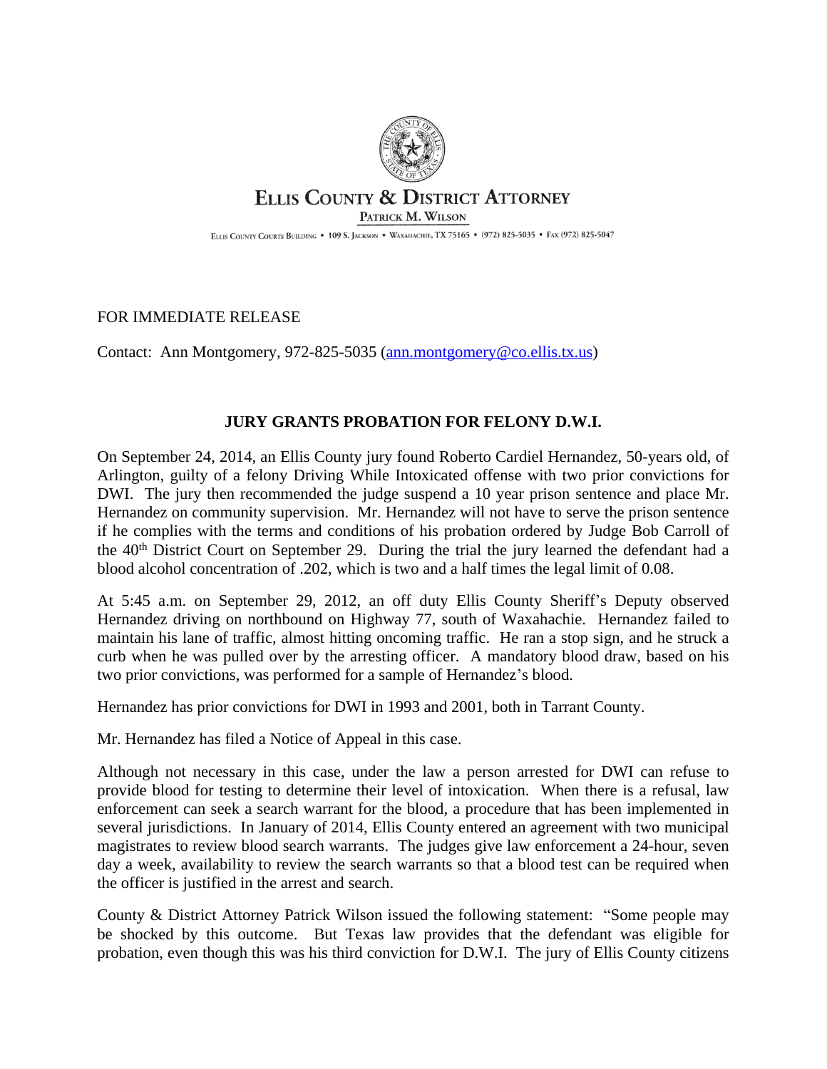# ELLIS COUNTY & DISTRICT ATTORNEY

PATRICK M. WILSON

ELLIS COUNTY COURTS BUILDING • 109 S. JACKSON • WAXAHACHIE, TX 75165 • (972) 825-5035 • FAX (972) 825-5047

FOR IMMEDIATE RELEASE

Contact: Ann Montgomery, 972-825-5035 (ann.montgomery@co.ellis.tx.us)

**JURY GRANTS PROBATION FOR FELONY D.W.I.**

On September 24, 2014, an Ellis County jury found Roberto Cardiel Hernandez, 50-years old, of Arlington, guilty of a felony Driving While Intoxicated offense with two prior convictions for DWI. The jury then recommended the judge suspend a 10 year prison sentence and place Mr. Hernandez on community supervision. Mr. Hernandez will not have to serve the prison sentence if he complies with the terms and conditions of his probation ordered by Judge Bob Carroll of the 40th District Court on September 29. During the trial the jury learned the defendant had a blood alcohol concentration of .202, which is two and a half times the legal limit of 0.08.

At 5:45 a.m. on September 29, 2012, an off duty Ellis County Sheriff's Deputy observed Hernandez driving on northbound on Highway 77, south of Waxahachie. Hernandez failed to maintain his lane of traffic, almost hitting oncoming traffic. He ran a stop sign, and he struck a curb when he was pulled over by the arresting officer. A mandatory blood draw, based on his two prior convictions, was performed for a sample of Hernandez's blood.

Hernandez has prior convictions for DWI in 1993 and 2001, both in Tarrant County.

Mr. Hernandez has filed a Notice of Appeal in this case.

Although not necessary in this case, under the law a person arrested for DWI can refuse to provide blood for testing to determine their level of intoxication. When there is a refusal, law enforcement can seek a search warrant for the blood, a procedure that has been implemented in several jurisdictions. In January of 2014, Ellis County entered an agreement with two municipal magistrates to review blood search warrants. The judges give law enforcement a 24-hour, seven day a week, availability to review the search warrants so that a blood test can be required when the officer is justified in the arrest and search.

County & District Attorney Patrick Wilson issued the following statement: "Some people may be shocked by this outcome. But Texas law provides that the defendant was eligible for probation, even though this was his third conviction for D.W.I. The jury of Ellis County citizens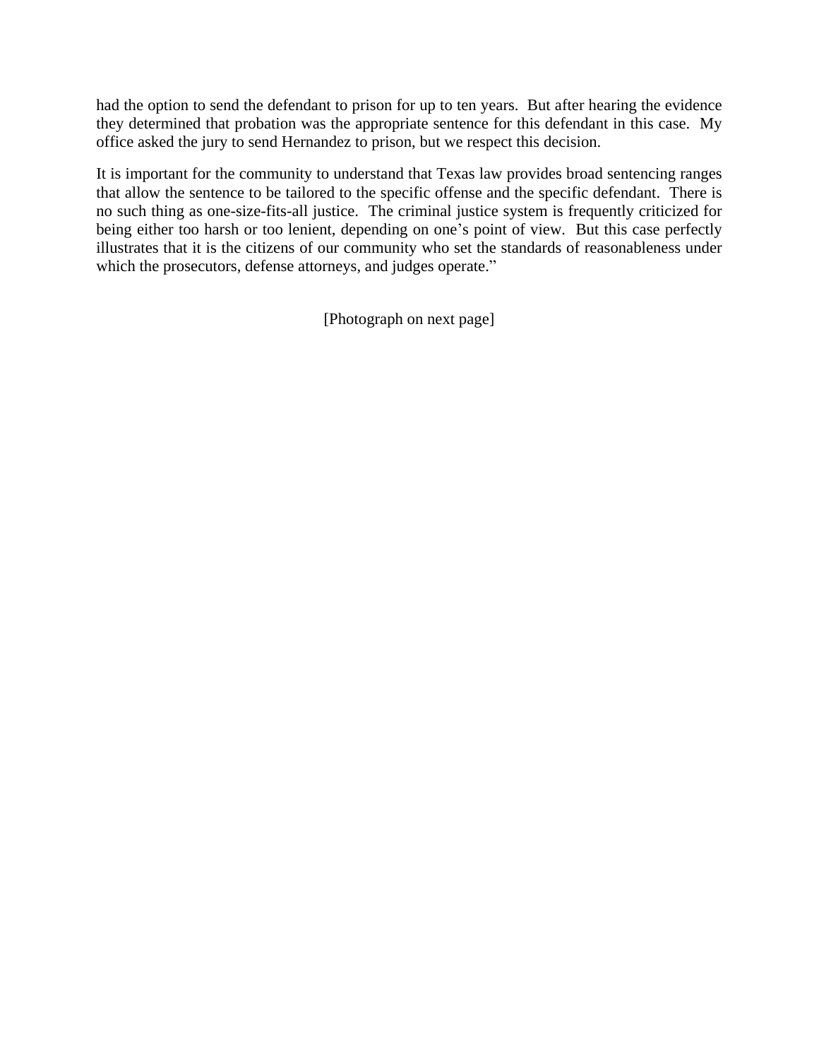had the option to send the defendant to prison for up to ten years. But after hearing the evidence they determined that probation was the appropriate sentence for this defendant in this case. My office asked the jury to send Hernandez to prison, but we respect this decision.

It is important for the community to understand that Texas law provides broad sentencing ranges that allow the sentence to be tailored to the specific offense and the specific defendant. There is no such thing as one-size-fits-all justice. The criminal justice system is frequently criticized for being either too harsh or too lenient, depending on one's point of view. But this case perfectly illustrates that it is the citizens of our community who set the standards of reasonableness under which the prosecutors, defense attorneys, and judges operate."

[Photograph on next page]